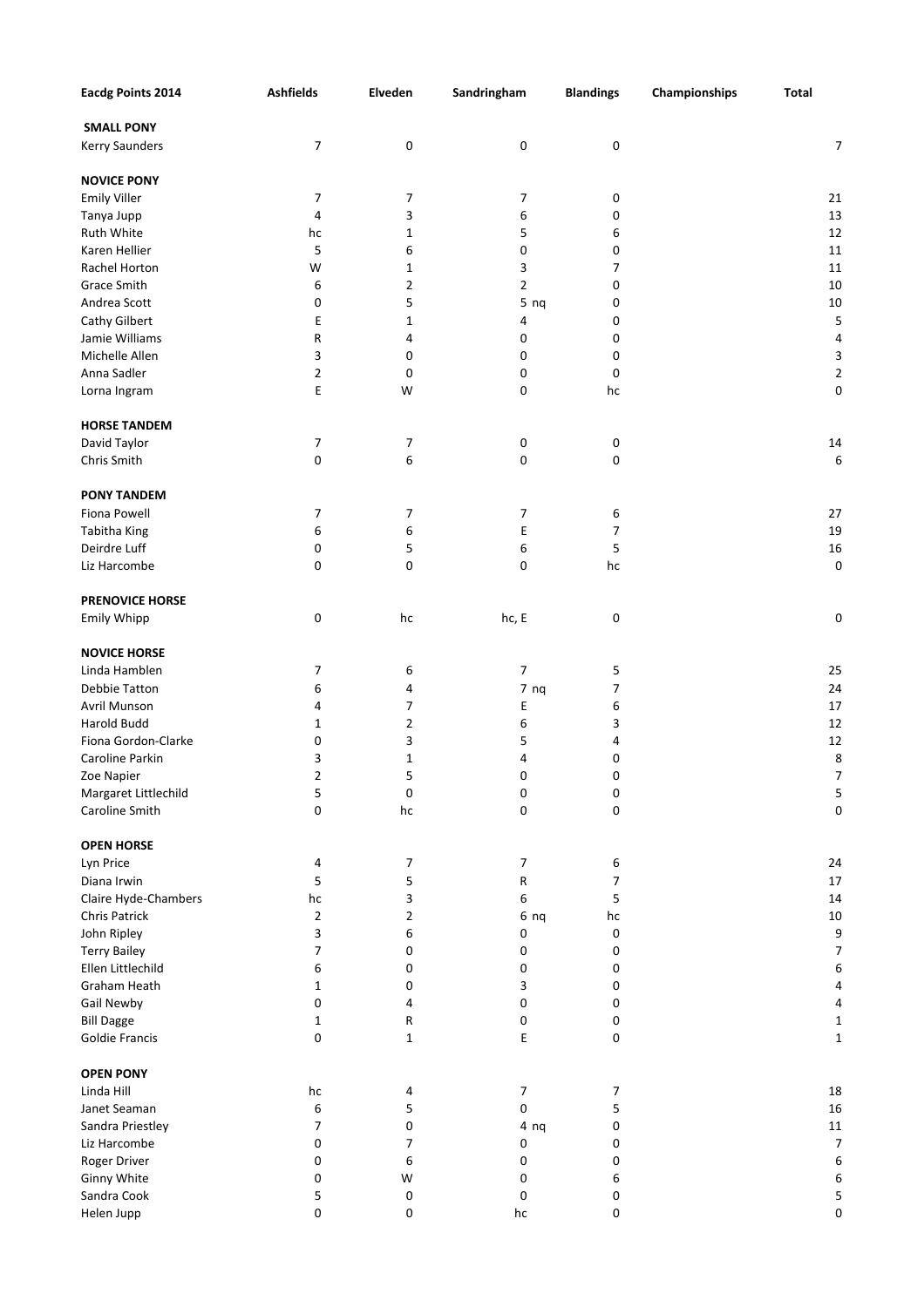| Eacdg Points 2014 | Ashfields | Elveden | Sandringham | Blandings | Championships | Total |
|---|---|---|---|---|---|---|
| **SMALL PONY** | | | | | | |
| Kerry Saunders | 7 | 0 | 0 | 0 | | 7 |
| **NOVICE PONY** | | | | | | |
| Emily Viller | 7 | 7 | 7 | 0 | | 21 |
| Tanya Jupp | 4 | 3 | 6 | 0 | | 13 |
| Ruth White | hc | 1 | 5 | 6 | | 12 |
| Karen Hellier | 5 | 6 | 0 | 0 | | 11 |
| Rachel Horton | W | 1 | 3 | 7 | | 11 |
| Grace Smith | 6 | 2 | 2 | 0 | | 10 |
| Andrea Scott | 0 | 5 | 5 nq | 0 | | 10 |
| Cathy Gilbert | E | 1 | 4 | 0 | | 5 |
| Jamie Williams | R | 4 | 0 | 0 | | 4 |
| Michelle Allen | 3 | 0 | 0 | 0 | | 3 |
| Anna Sadler | 2 | 0 | 0 | 0 | | 2 |
| Lorna Ingram | E | W | 0 | hc | | 0 |
| **HORSE TANDEM** | | | | | | |
| David Taylor | 7 | 7 | 0 | 0 | | 14 |
| Chris Smith | 0 | 6 | 0 | 0 | | 6 |
| **PONY TANDEM** | | | | | | |
| Fiona Powell | 7 | 7 | 7 | 6 | | 27 |
| Tabitha King | 6 | 6 | E | 7 | | 19 |
| Deirdre Luff | 0 | 5 | 6 | 5 | | 16 |
| Liz Harcombe | 0 | 0 | 0 | hc | | 0 |
| **PRENOVICE HORSE** | | | | | | |
| Emily Whipp | 0 | hc | hc, E | 0 | | 0 |
| **NOVICE HORSE** | | | | | | |
| Linda Hamblen | 7 | 6 | 7 | 5 | | 25 |
| Debbie Tatton | 6 | 4 | 7 nq | 7 | | 24 |
| Avril Munson | 4 | 7 | E | 6 | | 17 |
| Harold Budd | 1 | 2 | 6 | 3 | | 12 |
| Fiona Gordon-Clarke | 0 | 3 | 5 | 4 | | 12 |
| Caroline Parkin | 3 | 1 | 4 | 0 | | 8 |
| Zoe Napier | 2 | 5 | 0 | 0 | | 7 |
| Margaret Littlechild | 5 | 0 | 0 | 0 | | 5 |
| Caroline Smith | 0 | hc | 0 | 0 | | 0 |
| **OPEN HORSE** | | | | | | |
| Lyn Price | 4 | 7 | 7 | 6 | | 24 |
| Diana Irwin | 5 | 5 | R | 7 | | 17 |
| Claire Hyde-Chambers | hc | 3 | 6 | 5 | | 14 |
| Chris Patrick | 2 | 2 | 6 nq | hc | | 10 |
| John Ripley | 3 | 6 | 0 | 0 | | 9 |
| Terry Bailey | 7 | 0 | 0 | 0 | | 7 |
| Ellen Littlechild | 6 | 0 | 0 | 0 | | 6 |
| Graham Heath | 1 | 0 | 3 | 0 | | 4 |
| Gail Newby | 0 | 4 | 0 | 0 | | 4 |
| Bill Dagge | 1 | R | 0 | 0 | | 1 |
| Goldie Francis | 0 | 1 | E | 0 | | 1 |
| **OPEN PONY** | | | | | | |
| Linda Hill | hc | 4 | 7 | 7 | | 18 |
| Janet Seaman | 6 | 5 | 0 | 5 | | 16 |
| Sandra Priestley | 7 | 0 | 4 nq | 0 | | 11 |
| Liz Harcombe | 0 | 7 | 0 | 0 | | 7 |
| Roger Driver | 0 | 6 | 0 | 0 | | 6 |
| Ginny White | 0 | W | 0 | 6 | | 6 |
| Sandra Cook | 5 | 0 | 0 | 0 | | 5 |
| Helen Jupp | 0 | 0 | hc | 0 | | 0 |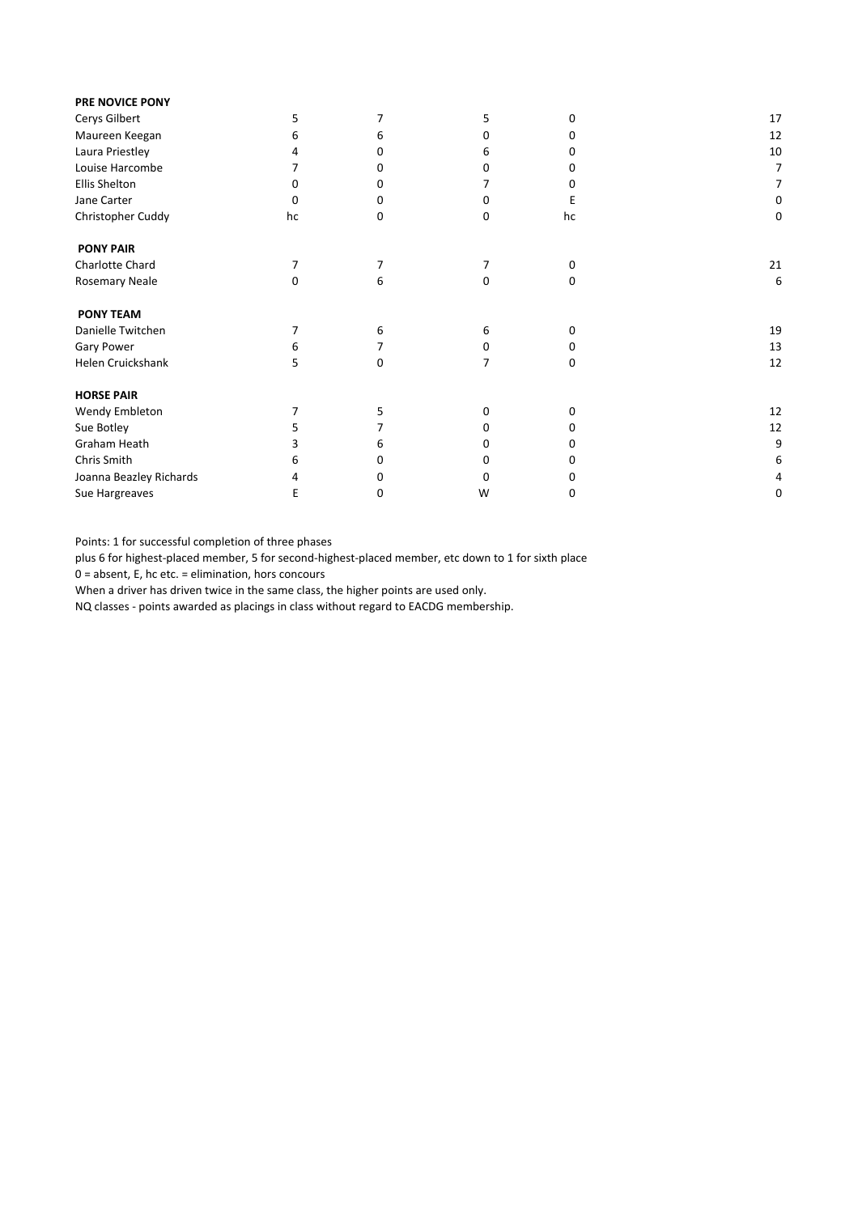| | | | | | |
|---|---|---|---|---|---|
| **PRE NOVICE PONY** | | | | | |
| Cerys Gilbert | 5 | 7 | 5 | 0 | 17 |
| Maureen Keegan | 6 | 6 | 0 | 0 | 12 |
| Laura Priestley | 4 | 0 | 6 | 0 | 10 |
| Louise Harcombe | 7 | 0 | 0 | 0 | 7 |
| Ellis Shelton | 0 | 0 | 7 | 0 | 7 |
| Jane Carter | 0 | 0 | 0 | E | 0 |
| Christopher Cuddy | hc | 0 | 0 | hc | 0 |
| | | | | | |
| **PONY PAIR** | | | | | |
| Charlotte Chard | 7 | 7 | 7 | 0 | 21 |
| Rosemary Neale | 0 | 6 | 0 | 0 | 6 |
| | | | | | |
| **PONY TEAM** | | | | | |
| Danielle Twitchen | 7 | 6 | 6 | 0 | 19 |
| Gary Power | 6 | 7 | 0 | 0 | 13 |
| Helen Cruickshank | 5 | 0 | 7 | 0 | 12 |
| | | | | | |
| **HORSE PAIR** | | | | | |
| Wendy Embleton | 7 | 5 | 0 | 0 | 12 |
| Sue Botley | 5 | 7 | 0 | 0 | 12 |
| Graham Heath | 3 | 6 | 0 | 0 | 9 |
| Chris Smith | 6 | 0 | 0 | 0 | 6 |
| Joanna Beazley Richards | 4 | 0 | 0 | 0 | 4 |
| Sue Hargreaves | E | 0 | W | 0 | 0 |

Points: 1 for successful completion of three phases

plus 6 for highest-placed member, 5 for second-highest-placed member, etc down to 1 for sixth place

0 = absent, E, hc etc. = elimination, hors concours

When a driver has driven twice in the same class, the higher points are used only.

NQ classes - points awarded as placings in class without regard to EACDG membership.